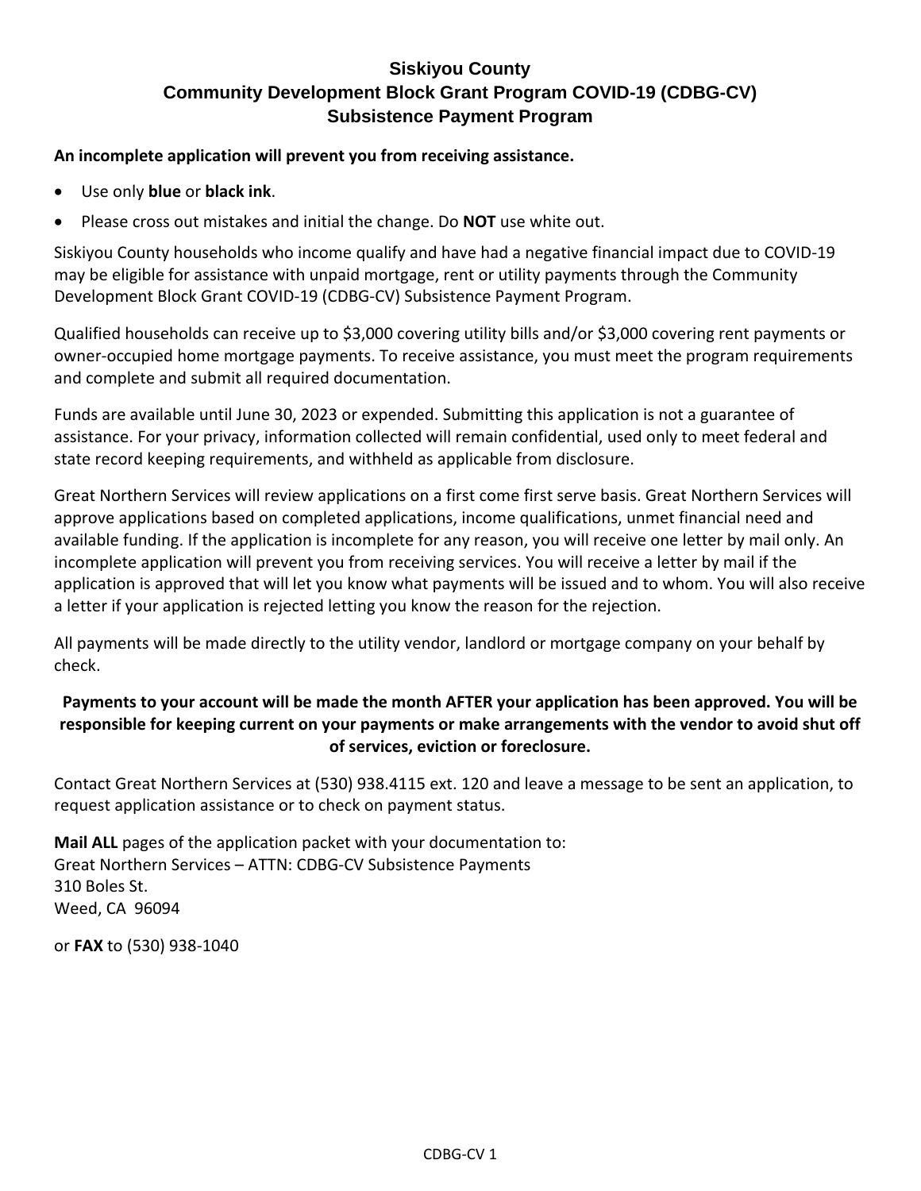# Siskiyou County
# Community Development Block Grant Program COVID-19 (CDBG-CV)
# Subsistence Payment Program

**An incomplete application will prevent you from receiving assistance.**

- Use only **blue** or **black ink**.
- Please cross out mistakes and initial the change. Do **NOT** use white out.

Siskiyou County households who income qualify and have had a negative financial impact due to COVID-19 may be eligible for assistance with unpaid mortgage, rent or utility payments through the Community Development Block Grant COVID-19 (CDBG-CV) Subsistence Payment Program.

Qualified households can receive up to $3,000 covering utility bills and/or $3,000 covering rent payments or owner-occupied home mortgage payments. To receive assistance, you must meet the program requirements and complete and submit all required documentation.

Funds are available until June 30, 2023 or expended. Submitting this application is not a guarantee of assistance. For your privacy, information collected will remain confidential, used only to meet federal and state record keeping requirements, and withheld as applicable from disclosure.

Great Northern Services will review applications on a first come first serve basis. Great Northern Services will approve applications based on completed applications, income qualifications, unmet financial need and available funding. If the application is incomplete for any reason, you will receive one letter by mail only. An incomplete application will prevent you from receiving services. You will receive a letter by mail if the application is approved that will let you know what payments will be issued and to whom. You will also receive a letter if your application is rejected letting you know the reason for the rejection.

All payments will be made directly to the utility vendor, landlord or mortgage company on your behalf by check.

**Payments to your account will be made the month AFTER your application has been approved. You will be responsible for keeping current on your payments or make arrangements with the vendor to avoid shut off of services, eviction or foreclosure.**

Contact Great Northern Services at (530) 938.4115 ext. 120 and leave a message to be sent an application, to request application assistance or to check on payment status.

**Mail ALL** pages of the application packet with your documentation to:
Great Northern Services – ATTN: CDBG-CV Subsistence Payments
310 Boles St.
Weed, CA 96094

or **FAX** to (530) 938-1040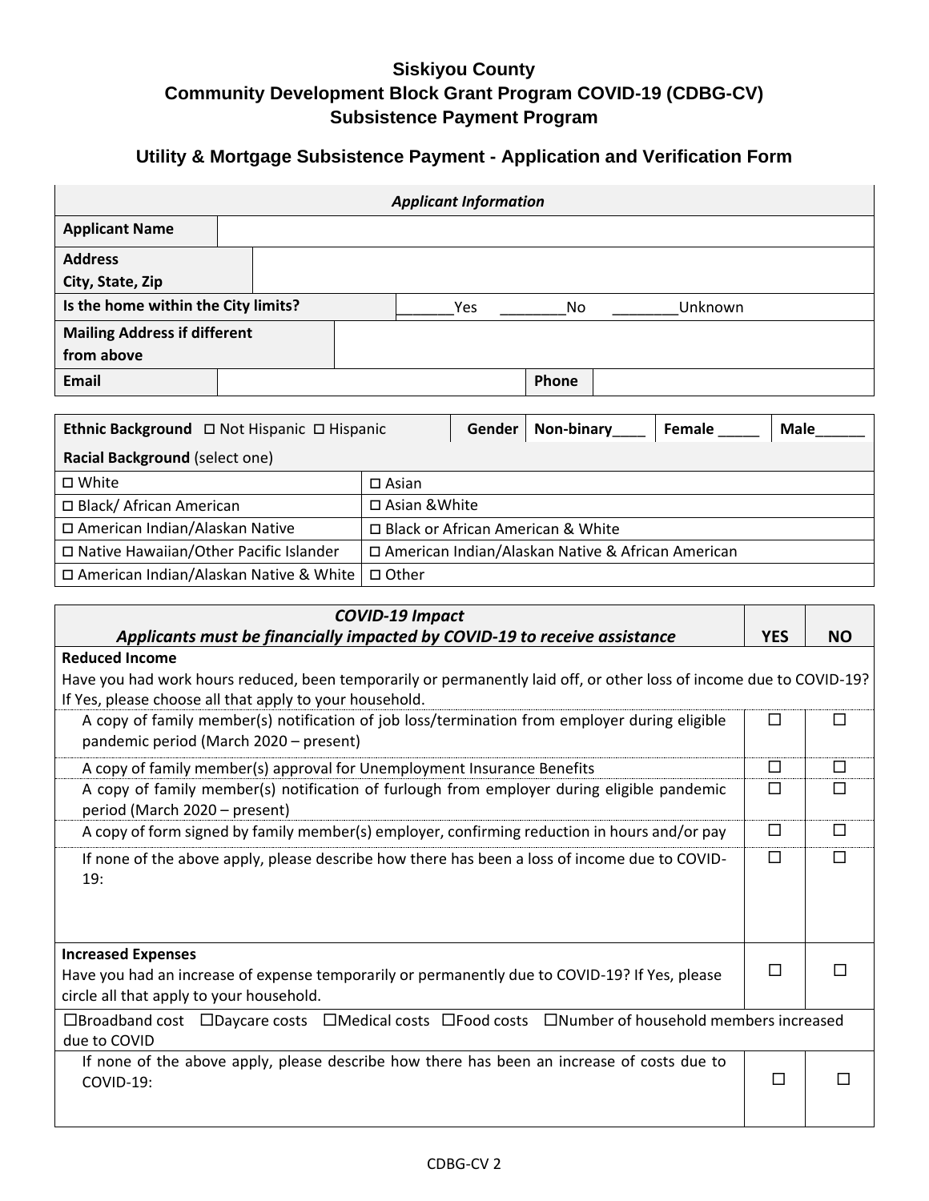# Siskiyou County
# Community Development Block Grant Program COVID-19 (CDBG-CV)
# Subsistence Payment Program

## Utility & Mortgage Subsistence Payment - Application and Verification Form

| *Applicant Information* | |
|---|---|
| **Applicant Name** | |
| **Address**<br>**City, State, Zip** | |
| **Is the home within the City limits?** | _______Yes ________No ________Unknown |
| **Mailing Address if different from above** | |
| **Email** | **Phone** |

| **Ethnic Background** ☐ Not Hispanic ☐ Hispanic | **Gender** | **Non-binary**____ | **Female** _____ | **Male**______ |
|---|---|---|---|---|

| **Racial Background** (select one) | |
|---|---|
| ☐ White | ☐ Asian |
| ☐ Black/ African American | ☐ Asian &White |
| ☐ American Indian/Alaskan Native | ☐ Black or African American & White |
| ☐ Native Hawaiian/Other Pacific Islander | ☐ American Indian/Alaskan Native & African American |
| ☐ American Indian/Alaskan Native & White | ☐ Other |

| ***COVID-19 Impact***<br>***Applicants must be financially impacted by COVID-19 to receive assistance*** | **YES** | **NO** |
|---|---|---|
| **Reduced Income**<br>Have you had work hours reduced, been temporarily or permanently laid off, or other loss of income due to COVID-19? If Yes, please choose all that apply to your household. | | |
| A copy of family member(s) notification of job loss/termination from employer during eligible pandemic period (March 2020 – present) | ☐ | ☐ |
| A copy of family member(s) approval for Unemployment Insurance Benefits | ☐ | ☐ |
| A copy of family member(s) notification of furlough from employer during eligible pandemic period (March 2020 – present) | ☐ | ☐ |
| A copy of form signed by family member(s) employer, confirming reduction in hours and/or pay | ☐ | ☐ |
| If none of the above apply, please describe how there has been a loss of income due to COVID-19: | ☐ | ☐ |
| **Increased Expenses**<br>Have you had an increase of expense temporarily or permanently due to COVID-19? If Yes, please circle all that apply to your household. | ☐ | ☐ |
| ☐Broadband cost ☐Daycare costs ☐Medical costs ☐Food costs ☐Number of household members increased due to COVID | | |
| If none of the above apply, please describe how there has been an increase of costs due to COVID-19: | ☐ | ☐ |

CDBG-CV 2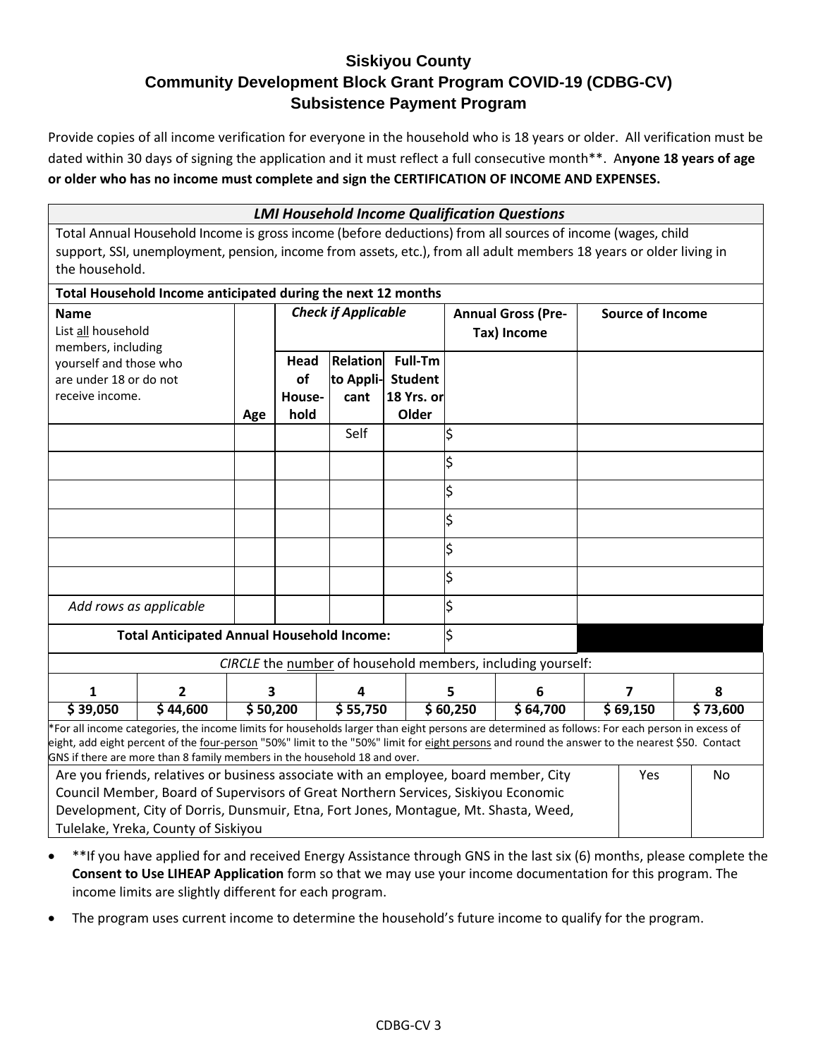# Siskiyou County
## Community Development Block Grant Program COVID-19 (CDBG-CV)
## Subsistence Payment Program

Provide copies of all income verification for everyone in the household who is 18 years or older. All verification must be dated within 30 days of signing the application and it must reflect a full consecutive month**. A**nyone 18 years of age or older who has no income must complete and sign the CERTIFICATION OF INCOME AND EXPENSES.**

| *LMI Household Income Qualification Questions* | | | | | | |
|---|---|---|---|---|---|---|
| Total Annual Household Income is gross income (before deductions) from all sources of income (wages, child support, SSI, unemployment, pension, income from assets, etc.), from all adult members 18 years or older living in the household. | | | | | | |
| **Total Household Income anticipated during the next 12 months** | | | | | | |
| **Name** List all household members, including yourself and those who are under 18 or do not receive income. | **Age** | ***Check if Applicable*** **Head of House-hold** | **Relation to Appli-cant** | **Full-Tm Student 18 Yrs. or Older** | **Annual Gross (Pre-Tax) Income** | **Source of Income** |
| | | | Self | | $ | |
| | | | | | $ | |
| | | | | | $ | |
| | | | | | $ | |
| | | | | | $ | |
| | | | | | $ | |
| *Add rows as applicable* | | | | | $ | |
| **Total Anticipated Annual Household Income:** | | | | | $ | |

*CIRCLE* the number of household members, including yourself:

| 1 | 2 | 3 | 4 | 5 | 6 | 7 | 8 |
|---|---|---|---|---|---|---|---|
| **$ 39,050** | **$ 44,600** | **$ 50,200** | **$ 55,750** | **$ 60,250** | **$ 64,700** | **$ 69,150** | **$ 73,600** |

*For all income categories, the income limits for households larger than eight persons are determined as follows: For each person in excess of eight, add eight percent of the four-person "50%" limit to the "50%" limit for eight persons and round the answer to the nearest $50. Contact GNS if there are more than 8 family members in the household 18 and over.

| Are you friends, relatives or business associate with an employee, board member, City Council Member, Board of Supervisors of Great Northern Services, Siskiyou Economic Development, City of Dorris, Dunsmuir, Etna, Fort Jones, Montague, Mt. Shasta, Weed, Tulelake, Yreka, County of Siskiyou | Yes | No |
|---|---|---|

- **If you have applied for and received Energy Assistance through GNS in the last six (6) months, please complete the **Consent to Use LIHEAP Application** form so that we may use your income documentation for this program. The income limits are slightly different for each program.
- The program uses current income to determine the household's future income to qualify for the program.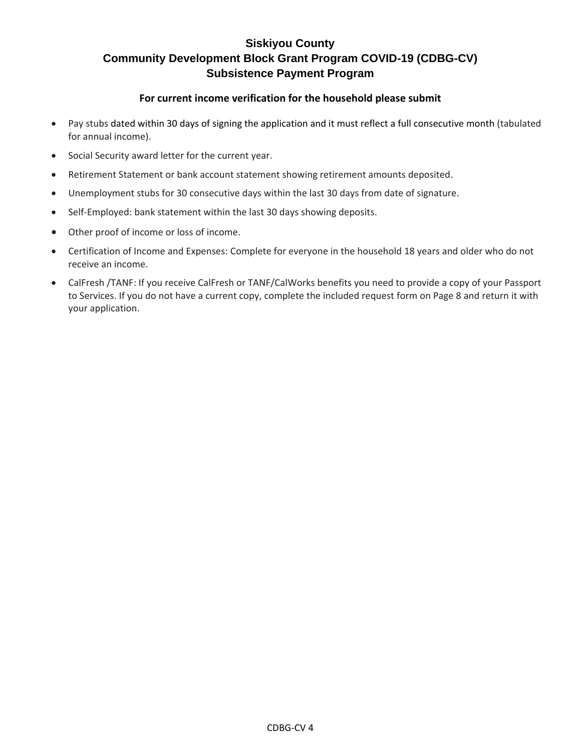# Siskiyou County
## Community Development Block Grant Program COVID-19 (CDBG-CV)
## Subsistence Payment Program

**For current income verification for the household please submit**

- Pay stubs dated within 30 days of signing the application and it must reflect a full consecutive month (tabulated for annual income).
- Social Security award letter for the current year.
- Retirement Statement or bank account statement showing retirement amounts deposited.
- Unemployment stubs for 30 consecutive days within the last 30 days from date of signature.
- Self-Employed: bank statement within the last 30 days showing deposits.
- Other proof of income or loss of income.
- Certification of Income and Expenses: Complete for everyone in the household 18 years and older who do not receive an income.
- CalFresh /TANF: If you receive CalFresh or TANF/CalWorks benefits you need to provide a copy of your Passport to Services. If you do not have a current copy, complete the included request form on Page 8 and return it with your application.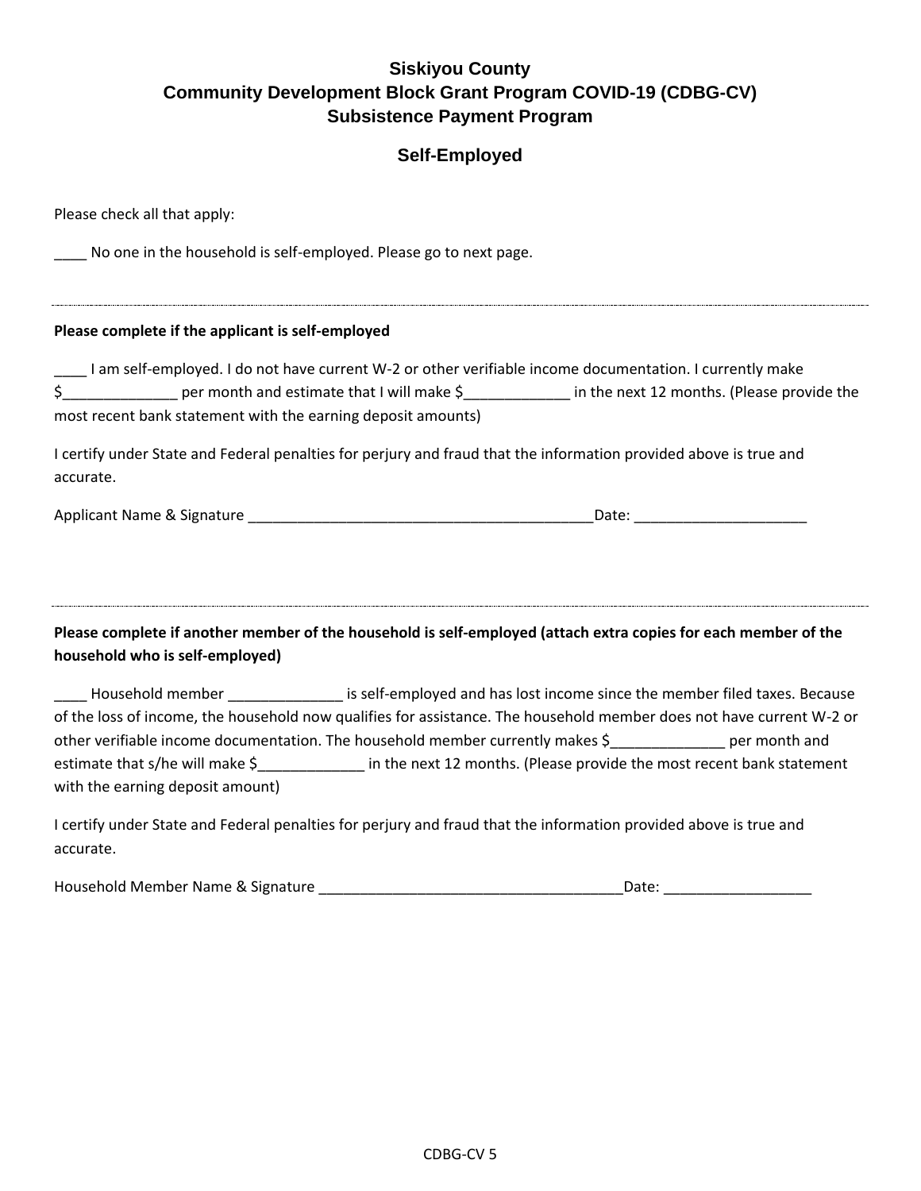# Siskiyou County
# Community Development Block Grant Program COVID-19 (CDBG-CV)
# Subsistence Payment Program

## Self-Employed

Please check all that apply:

____ No one in the household is self-employed. Please go to next page.

---

**Please complete if the applicant is self-employed**

____ I am self-employed. I do not have current W-2 or other verifiable income documentation. I currently make $______________ per month and estimate that I will make $_____________ in the next 12 months. (Please provide the most recent bank statement with the earning deposit amounts)

I certify under State and Federal penalties for perjury and fraud that the information provided above is true and accurate.

Applicant Name & Signature ___________________________________________Date: _____________________

---

**Please complete if another member of the household is self-employed (attach extra copies for each member of the household who is self-employed)**

____ Household member ______________ is self-employed and has lost income since the member filed taxes. Because of the loss of income, the household now qualifies for assistance. The household member does not have current W-2 or other verifiable income documentation. The household member currently makes $______________ per month and estimate that s/he will make $_____________ in the next 12 months. (Please provide the most recent bank statement with the earning deposit amount)

I certify under State and Federal penalties for perjury and fraud that the information provided above is true and accurate.

Household Member Name & Signature ______________________________________Date: __________________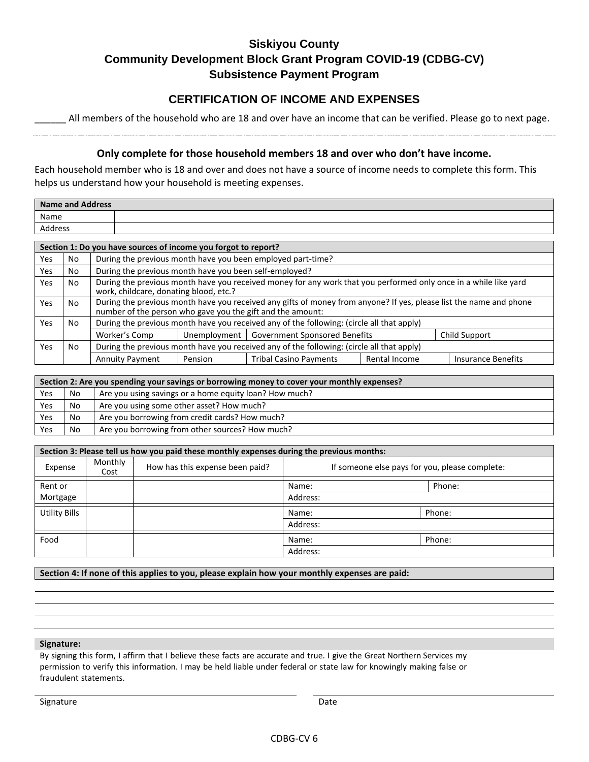# Siskiyou County
## Community Development Block Grant Program COVID-19 (CDBG-CV)
## Subsistence Payment Program

## CERTIFICATION OF INCOME AND EXPENSES

______ All members of the household who are 18 and over have an income that can be verified. Please go to next page.

---

### Only complete for those household members 18 and over who don't have income.

Each household member who is 18 and over and does not have a source of income needs to complete this form. This helps us understand how your household is meeting expenses.

| Name and Address | |
|---|---|
| Name | |
| Address | |

| Section 1: Do you have sources of income you forgot to report? | | | | | | |
|---|---|---|---|---|---|---|
| Yes | No | During the previous month have you been employed part-time? | | | | |
| Yes | No | During the previous month have you been self-employed? | | | | |
| Yes | No | During the previous month have you received money for any work that you performed only once in a while like yard work, childcare, donating blood, etc.? | | | | |
| Yes | No | During the previous month have you received any gifts of money from anyone? If yes, please list the name and phone number of the person who gave you the gift and the amount: | | | | |
| Yes | No | During the previous month have you received any of the following: (circle all that apply) | | | | |
| | | Worker's Comp | Unemployment | Government Sponsored Benefits | | Child Support |
| Yes | No | During the previous month have you received any of the following: (circle all that apply) | | | | |
| | | Annuity Payment | Pension | Tribal Casino Payments | Rental Income | Insurance Benefits |

| Section 2: Are you spending your savings or borrowing money to cover your monthly expenses? | | |
|---|---|---|
| Yes | No | Are you using savings or a home equity loan? How much? |
| Yes | No | Are you using some other asset? How much? |
| Yes | No | Are you borrowing from credit cards? How much? |
| Yes | No | Are you borrowing from other sources? How much? |

| Section 3: Please tell us how you paid these monthly expenses during the previous months: | | | | |
|---|---|---|---|---|
| Expense | Monthly Cost | How has this expense been paid? | If someone else pays for you, please complete: | |
| Rent or Mortgage | | | Name: | Phone: |
| | | | Address: | |
| Utility Bills | | | Name: | Phone: |
| | | | Address: | |
| Food | | | Name: | Phone: |
| | | | Address: | |

**Section 4: If none of this applies to you, please explain how your monthly expenses are paid:**

_______________________________________________

_______________________________________________

_______________________________________________

_______________________________________________

**Signature:**

By signing this form, I affirm that I believe these facts are accurate and true. I give the Great Northern Services my permission to verify this information. I may be held liable under federal or state law for knowingly making false or fraudulent statements.

_______________________________ Signature

_______________________________ Date

CDBG-CV 6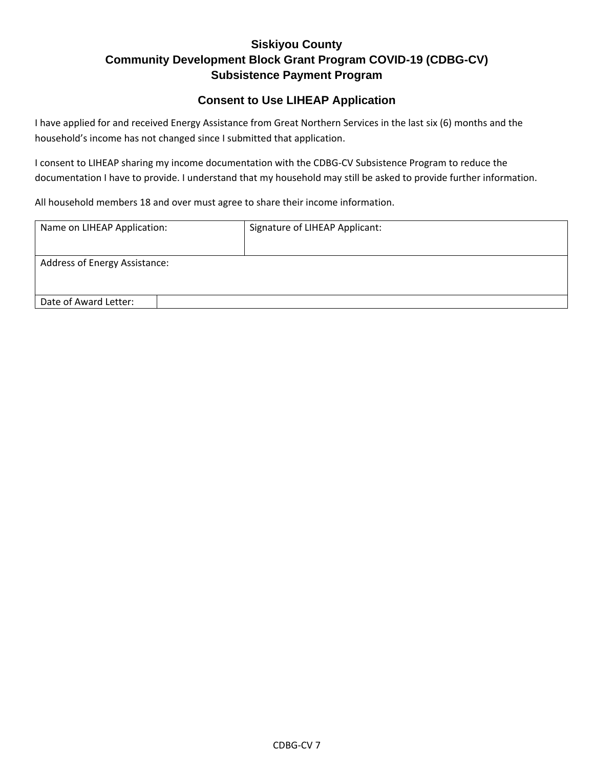# Siskiyou County
# Community Development Block Grant Program COVID-19 (CDBG-CV)
# Subsistence Payment Program

## Consent to Use LIHEAP Application

I have applied for and received Energy Assistance from Great Northern Services in the last six (6) months and the household's income has not changed since I submitted that application.

I consent to LIHEAP sharing my income documentation with the CDBG-CV Subsistence Program to reduce the documentation I have to provide. I understand that my household may still be asked to provide further information.

All household members 18 and over must agree to share their income information.

| Name on LIHEAP Application: | | Signature of LIHEAP Applicant: |
|---|---|---|
| Address of Energy Assistance: | | |
| Date of Award Letter: | | |

CDBG-CV 7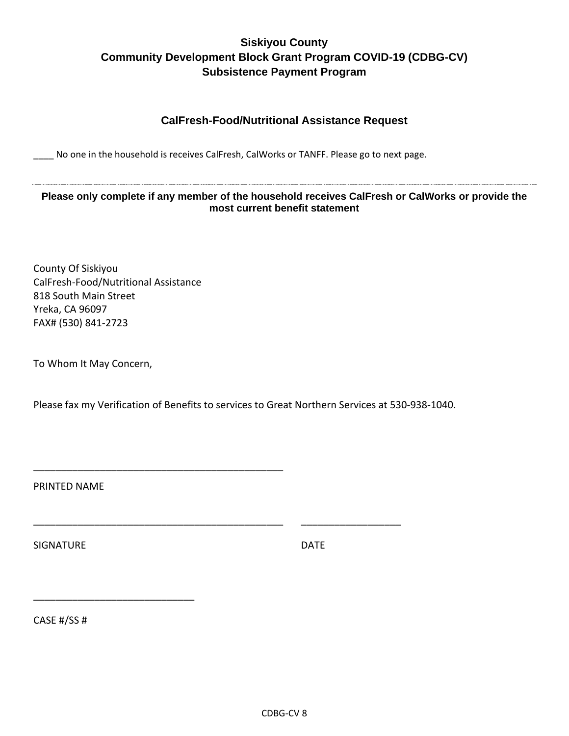**Siskiyou County**
**Community Development Block Grant Program COVID-19 (CDBG-CV)**
**Subsistence Payment Program**

## CalFresh-Food/Nutritional Assistance Request

____ No one in the household is receives CalFresh, CalWorks or TANFF. Please go to next page.

---

**Please only complete if any member of the household receives CalFresh or CalWorks or provide the most current benefit statement**

County Of Siskiyou
CalFresh-Food/Nutritional Assistance
818 South Main Street
Yreka, CA 96097
FAX# (530) 841-2723

To Whom It May Concern,

Please fax my Verification of Benefits to services to Great Northern Services at 530-938-1040.

_______________________________________________

PRINTED NAME

_______________________________________________ __________________

SIGNATURE DATE

______________________________

CASE #/SS #

CDBG-CV 8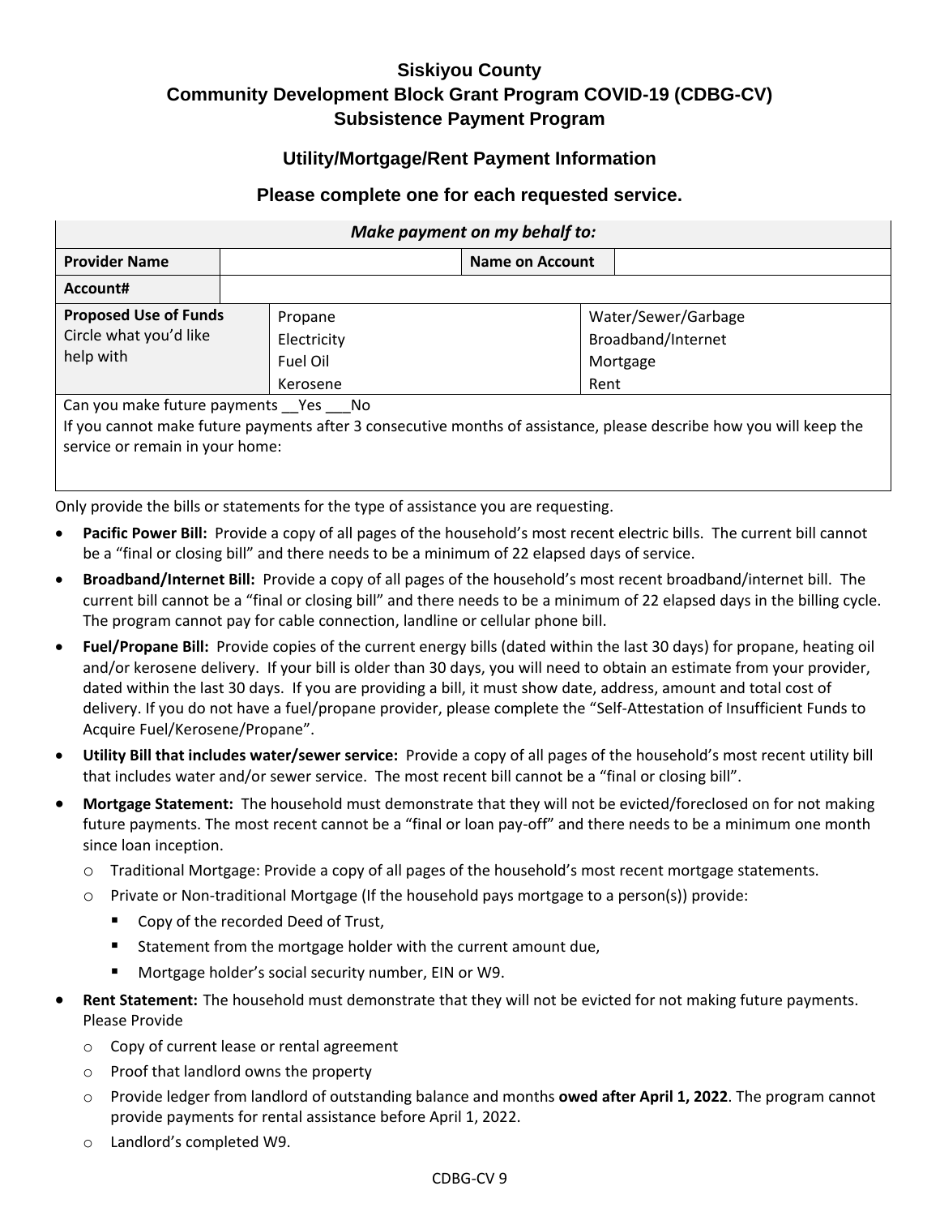# Siskiyou County
## Community Development Block Grant Program COVID-19 (CDBG-CV)
## Subsistence Payment Program

### Utility/Mortgage/Rent Payment Information

### Please complete one for each requested service.

| ***Make payment on my behalf to:*** | | | |
|---|---|---|---|
| **Provider Name** | | **Name on Account** | |
| **Account#** | | | |
| **Proposed Use of Funds** Circle what you'd like help with | Propane<br>Electricity<br>Fuel Oil<br>Kerosene | Water/Sewer/Garbage<br>Broadband/Internet<br>Mortgage<br>Rent | |
| Can you make future payments __Yes ___No<br>If you cannot make future payments after 3 consecutive months of assistance, please describe how you will keep the service or remain in your home: | | | |

Only provide the bills or statements for the type of assistance you are requesting.

- **Pacific Power Bill:** Provide a copy of all pages of the household's most recent electric bills. The current bill cannot be a "final or closing bill" and there needs to be a minimum of 22 elapsed days of service.
- **Broadband/Internet Bill:** Provide a copy of all pages of the household's most recent broadband/internet bill. The current bill cannot be a "final or closing bill" and there needs to be a minimum of 22 elapsed days in the billing cycle. The program cannot pay for cable connection, landline or cellular phone bill.
- **Fuel/Propane Bill:** Provide copies of the current energy bills (dated within the last 30 days) for propane, heating oil and/or kerosene delivery. If your bill is older than 30 days, you will need to obtain an estimate from your provider, dated within the last 30 days. If you are providing a bill, it must show date, address, amount and total cost of delivery. If you do not have a fuel/propane provider, please complete the "Self-Attestation of Insufficient Funds to Acquire Fuel/Kerosene/Propane".
- **Utility Bill that includes water/sewer service:** Provide a copy of all pages of the household's most recent utility bill that includes water and/or sewer service. The most recent bill cannot be a "final or closing bill".
- **Mortgage Statement:** The household must demonstrate that they will not be evicted/foreclosed on for not making future payments. The most recent cannot be a "final or loan pay-off" and there needs to be a minimum one month since loan inception.
  - Traditional Mortgage: Provide a copy of all pages of the household's most recent mortgage statements.
  - Private or Non-traditional Mortgage (If the household pays mortgage to a person(s)) provide:
    - Copy of the recorded Deed of Trust,
    - Statement from the mortgage holder with the current amount due,
    - Mortgage holder's social security number, EIN or W9.
- **Rent Statement:** The household must demonstrate that they will not be evicted for not making future payments. Please Provide
  - Copy of current lease or rental agreement
  - Proof that landlord owns the property
  - Provide ledger from landlord of outstanding balance and months **owed after April 1, 2022**. The program cannot provide payments for rental assistance before April 1, 2022.
  - Landlord's completed W9.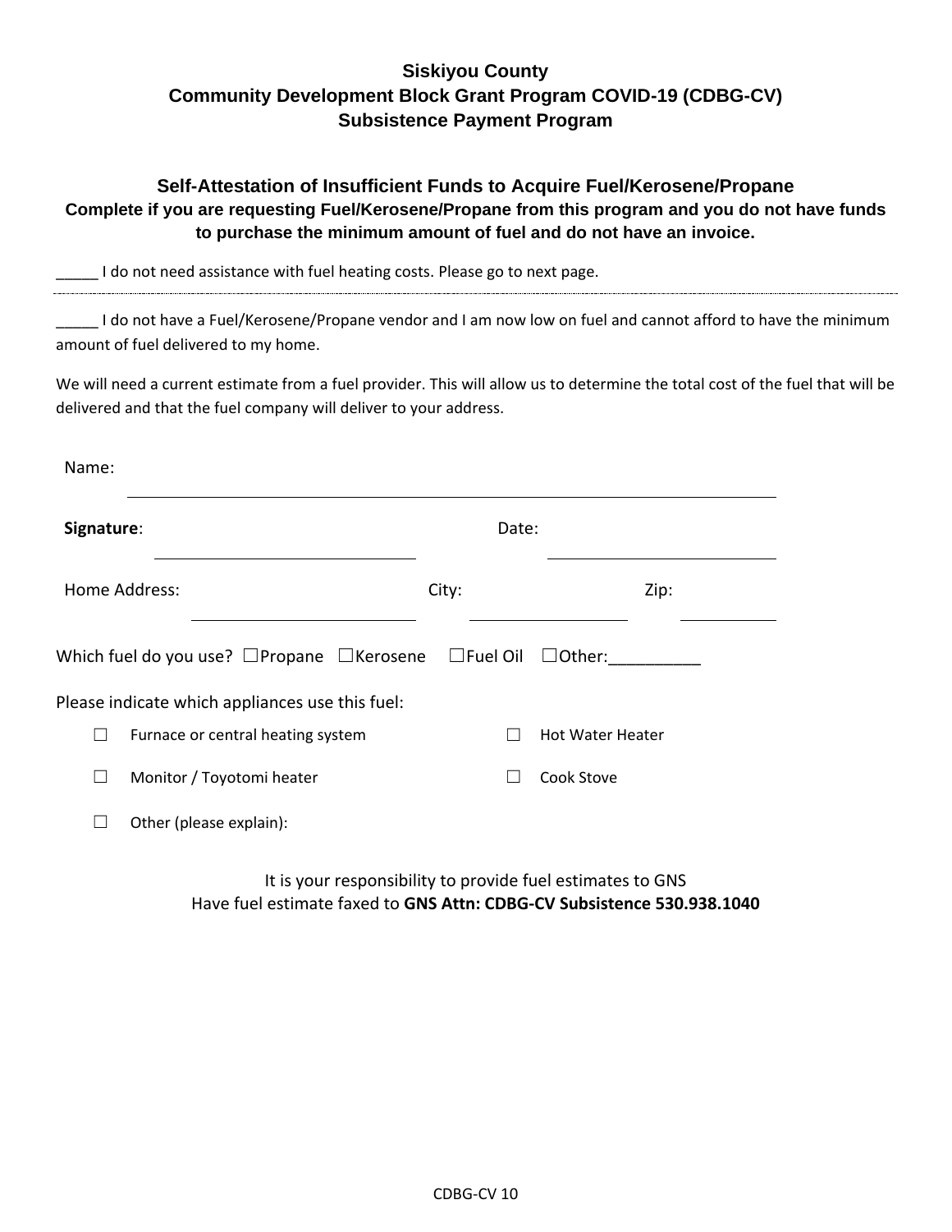# Siskiyou County
## Community Development Block Grant Program COVID-19 (CDBG-CV)
## Subsistence Payment Program

### Self-Attestation of Insufficient Funds to Acquire Fuel/Kerosene/Propane

**Complete if you are requesting Fuel/Kerosene/Propane from this program and you do not have funds to purchase the minimum amount of fuel and do not have an invoice.**

_____ I do not need assistance with fuel heating costs. Please go to next page.

---

_____ I do not have a Fuel/Kerosene/Propane vendor and I am now low on fuel and cannot afford to have the minimum amount of fuel delivered to my home.

We will need a current estimate from a fuel provider. This will allow us to determine the total cost of the fuel that will be delivered and that the fuel company will deliver to your address.

Name: ______________________________________________

**Signature**: ______________________ Date: ______________________

Home Address: ______________________ City: ______________ Zip: __________

Which fuel do you use? ☐Propane ☐Kerosene ☐Fuel Oil ☐Other:__________

Please indicate which appliances use this fuel:

- ☐ Furnace or central heating system
- ☐ Hot Water Heater
- ☐ Monitor / Toyotomi heater
- ☐ Cook Stove
- ☐ Other (please explain):

It is your responsibility to provide fuel estimates to GNS
Have fuel estimate faxed to **GNS Attn: CDBG-CV Subsistence 530.938.1040**

CDBG-CV 10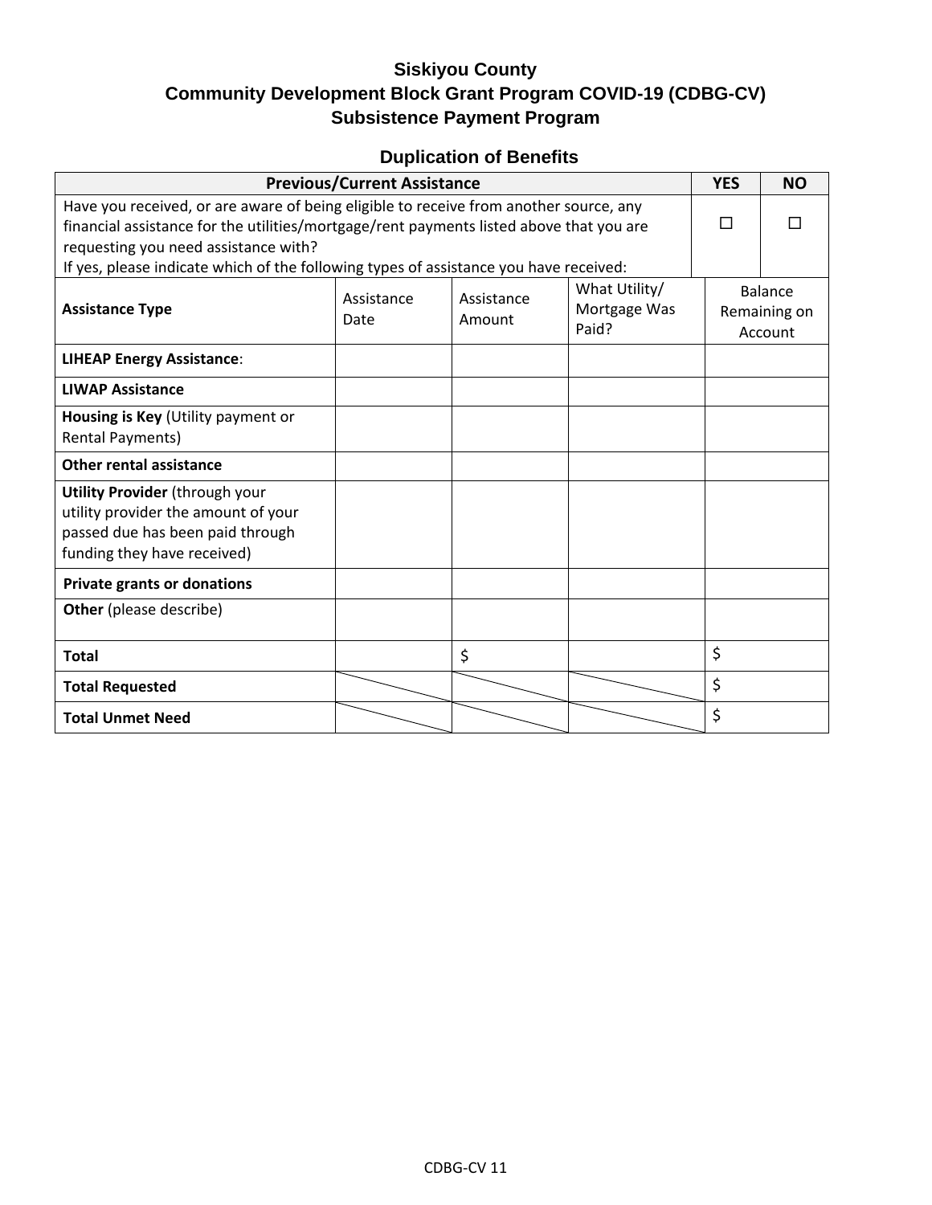**Siskiyou County**
**Community Development Block Grant Program COVID-19 (CDBG-CV)**
**Subsistence Payment Program**

## Duplication of Benefits

| **Previous/Current Assistance** | | | | **YES** | **NO** |
|---|---|---|---|---|---|
| Have you received, or are aware of being eligible to receive from another source, any financial assistance for the utilities/mortgage/rent payments listed above that you are requesting you need assistance with? If yes, please indicate which of the following types of assistance you have received: | | | | ☐ | ☐ |
| **Assistance Type** | Assistance Date | Assistance Amount | What Utility/ Mortgage Was Paid? | Balance Remaining on Account | |
| **LIHEAP Energy Assistance**: | | | | | |
| **LIWAP Assistance** | | | | | |
| **Housing is Key** (Utility payment or Rental Payments) | | | | | |
| **Other rental assistance** | | | | | |
| **Utility Provider** (through your utility provider the amount of your passed due has been paid through funding they have received) | | | | | |
| **Private grants or donations** | | | | | |
| **Other** (please describe) | | | | | |
| **Total** | | $ | | $ | |
| **Total Requested** | | | | $ | |
| **Total Unmet Need** | | | | $ | |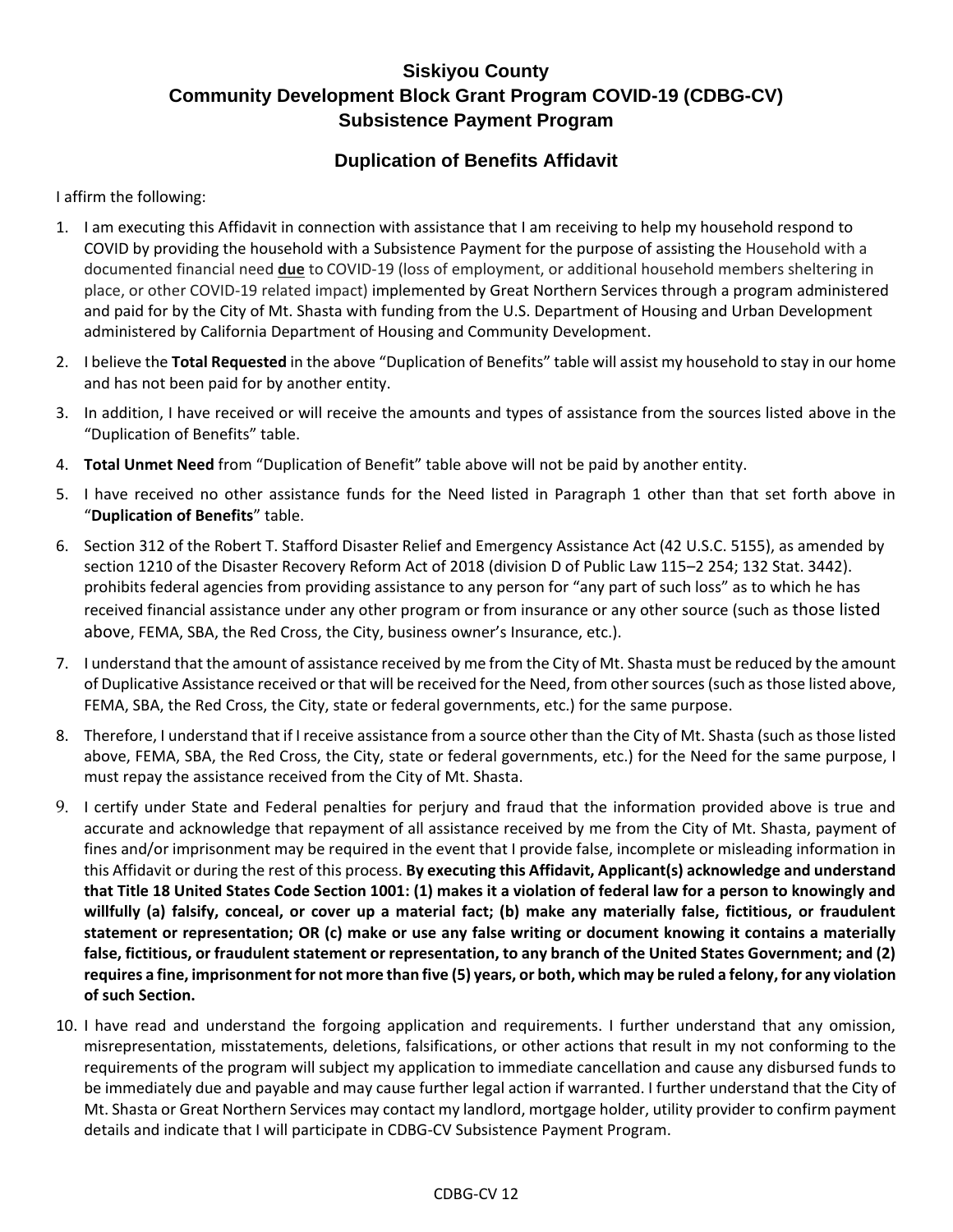# Siskiyou County
# Community Development Block Grant Program COVID-19 (CDBG-CV)
# Subsistence Payment Program

## Duplication of Benefits Affidavit

I affirm the following:

1. I am executing this Affidavit in connection with assistance that I am receiving to help my household respond to COVID by providing the household with a Subsistence Payment for the purpose of assisting the Household with a documented financial need **due** to COVID-19 (loss of employment, or additional household members sheltering in place, or other COVID-19 related impact) implemented by Great Northern Services through a program administered and paid for by the City of Mt. Shasta with funding from the U.S. Department of Housing and Urban Development administered by California Department of Housing and Community Development.
2. I believe the **Total Requested** in the above "Duplication of Benefits" table will assist my household to stay in our home and has not been paid for by another entity.
3. In addition, I have received or will receive the amounts and types of assistance from the sources listed above in the "Duplication of Benefits" table.
4. **Total Unmet Need** from "Duplication of Benefit" table above will not be paid by another entity.
5. I have received no other assistance funds for the Need listed in Paragraph 1 other than that set forth above in "**Duplication of Benefits**" table.
6. Section 312 of the Robert T. Stafford Disaster Relief and Emergency Assistance Act (42 U.S.C. 5155), as amended by section 1210 of the Disaster Recovery Reform Act of 2018 (division D of Public Law 115–2 254; 132 Stat. 3442). prohibits federal agencies from providing assistance to any person for "any part of such loss" as to which he has received financial assistance under any other program or from insurance or any other source (such as those listed above, FEMA, SBA, the Red Cross, the City, business owner's Insurance, etc.).
7. I understand that the amount of assistance received by me from the City of Mt. Shasta must be reduced by the amount of Duplicative Assistance received or that will be received for the Need, from other sources (such as those listed above, FEMA, SBA, the Red Cross, the City, state or federal governments, etc.) for the same purpose.
8. Therefore, I understand that if I receive assistance from a source other than the City of Mt. Shasta (such as those listed above, FEMA, SBA, the Red Cross, the City, state or federal governments, etc.) for the Need for the same purpose, I must repay the assistance received from the City of Mt. Shasta.
9. I certify under State and Federal penalties for perjury and fraud that the information provided above is true and accurate and acknowledge that repayment of all assistance received by me from the City of Mt. Shasta, payment of fines and/or imprisonment may be required in the event that I provide false, incomplete or misleading information in this Affidavit or during the rest of this process. **By executing this Affidavit, Applicant(s) acknowledge and understand that Title 18 United States Code Section 1001: (1) makes it a violation of federal law for a person to knowingly and willfully (a) falsify, conceal, or cover up a material fact; (b) make any materially false, fictitious, or fraudulent statement or representation; OR (c) make or use any false writing or document knowing it contains a materially false, fictitious, or fraudulent statement or representation, to any branch of the United States Government; and (2) requires a fine, imprisonment for not more than five (5) years, or both, which may be ruled a felony, for any violation of such Section.**
10. I have read and understand the forgoing application and requirements. I further understand that any omission, misrepresentation, misstatements, deletions, falsifications, or other actions that result in my not conforming to the requirements of the program will subject my application to immediate cancellation and cause any disbursed funds to be immediately due and payable and may cause further legal action if warranted. I further understand that the City of Mt. Shasta or Great Northern Services may contact my landlord, mortgage holder, utility provider to confirm payment details and indicate that I will participate in CDBG-CV Subsistence Payment Program.

CDBG-CV 12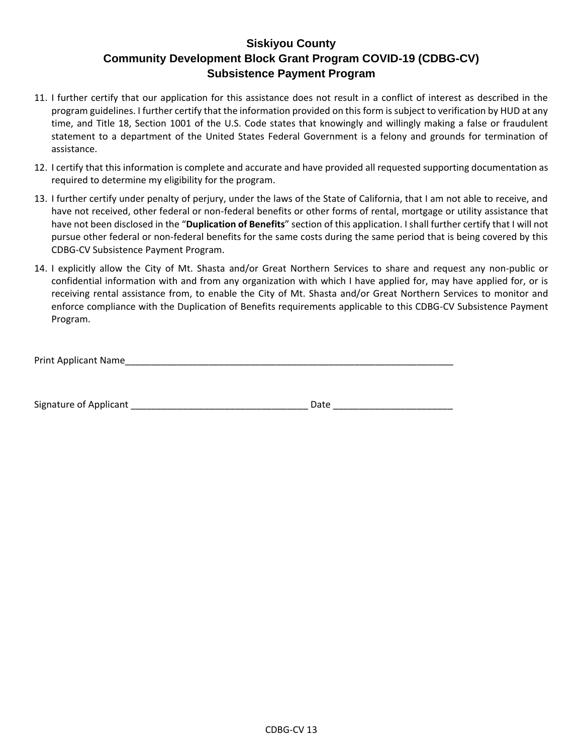# Siskiyou County
## Community Development Block Grant Program COVID-19 (CDBG-CV)
## Subsistence Payment Program

11. I further certify that our application for this assistance does not result in a conflict of interest as described in the program guidelines. I further certify that the information provided on this form is subject to verification by HUD at any time, and Title 18, Section 1001 of the U.S. Code states that knowingly and willingly making a false or fraudulent statement to a department of the United States Federal Government is a felony and grounds for termination of assistance.
12. I certify that this information is complete and accurate and have provided all requested supporting documentation as required to determine my eligibility for the program.
13. I further certify under penalty of perjury, under the laws of the State of California, that I am not able to receive, and have not received, other federal or non-federal benefits or other forms of rental, mortgage or utility assistance that have not been disclosed in the "**Duplication of Benefits**" section of this application. I shall further certify that I will not pursue other federal or non-federal benefits for the same costs during the same period that is being covered by this CDBG-CV Subsistence Payment Program.
14. I explicitly allow the City of Mt. Shasta and/or Great Northern Services to share and request any non-public or confidential information with and from any organization with which I have applied for, may have applied for, or is receiving rental assistance from, to enable the City of Mt. Shasta and/or Great Northern Services to monitor and enforce compliance with the Duplication of Benefits requirements applicable to this CDBG-CV Subsistence Payment Program.

Print Applicant Name__________________________________________________________________

Signature of Applicant ____________________________________ Date ________________________